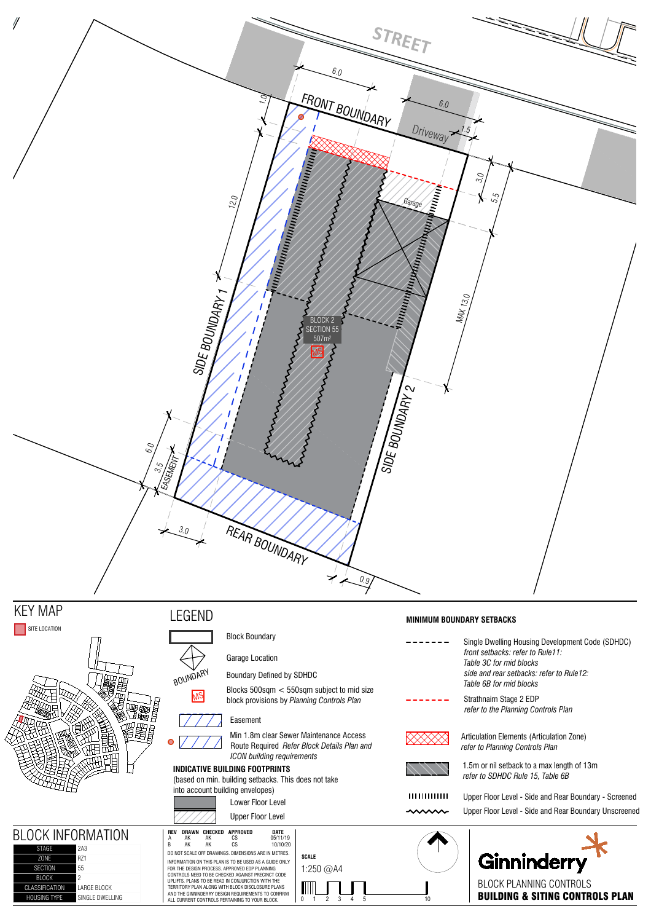STREET

FRONT BOUNDARY

Driveway

Garage

SIDE BOUNDARY 1

SIDE BOUNDARY 2

REAR BOUNDARY

EASEMENT

BLOCK 2
SECTION 55
507m²

6.0
6.0
1.0
1.5
12.0
3.0
5.5
MAX 13.0
6.0
3.5
3.0
0.9

## KEY MAP

SITE LOCATION

## LEGEND

Block Boundary

Garage Location

BOUNDARY — Boundary Defined by SDHDC

MS — Blocks 500sqm < 550sqm subject to mid size block provisions by *Planning Controls Plan*

Easement

Min 1.8m clear Sewer Maintenance Access Route Required *Refer Block Details Plan and ICON building requirements*

**INDICATIVE BUILDING FOOTPRINTS**

(based on min. building setbacks. This does not take into account building envelopes)

Lower Floor Level

Upper Floor Level

**MINIMUM BOUNDARY SETBACKS**

Single Dwelling Housing Development Code (SDHDC)
*front setbacks: refer to Rule11: Table 3C for mid blocks*
*side and rear setbacks: refer to Rule12: Table 6B for mid blocks*

Strathnairn Stage 2 EDP
*refer to the Planning Controls Plan*

Articulation Elements (Articulation Zone)
*refer to Planning Controls Plan*

1.5m or nil setback to a max length of 13m
*refer to SDHDC Rule 15, Table 6B*

Upper Floor Level - Side and Rear Boundary - Screened

Upper Floor Level - Side and Rear Boundary Unscreened

## BLOCK INFORMATION

| | |
|---|---|
| STAGE | 2A3 |
| ZONE | RZ1 |
| SECTION | 55 |
| BLOCK | 2 |
| CLASSIFICATION | LARGE BLOCK |
| HOUSING TYPE | SINGLE DWELLING |

| REV | DRAWN | CHECKED | APPROVED | DATE |
|---|---|---|---|---|
| A | AK | AK | CS | 05/11/19 |
| B | AK | AK | CS | 10/10/20 |

DO NOT SCALE OFF DRAWINGS. DIMENSIONS ARE IN METRES.

INFORMATION ON THIS PLAN IS TO BE USED AS A GUIDE ONLY FOR THE DESIGN PROCESS. APPROVED EDP PLANNING CONTROLS NEED TO BE CHECKED AGAINST PRECINCT CODE UPLIFTS. PLANS TO BE READ IN CONJUNCTION WITH THE TERRITORY PLAN ALONG WITH BLOCK DISCLOSURE PLANS AND THE GINNINDERRY DESIGN REQUIREMENTS TO CONFIRM ALL CURRENT CONTROLS PERTAINING TO YOUR BLOCK.

**SCALE**

1:250 @A4

0 1 2 3 4 5 10

Ginninderry

BLOCK PLANNING CONTROLS

**BUILDING & SITING CONTROLS PLAN**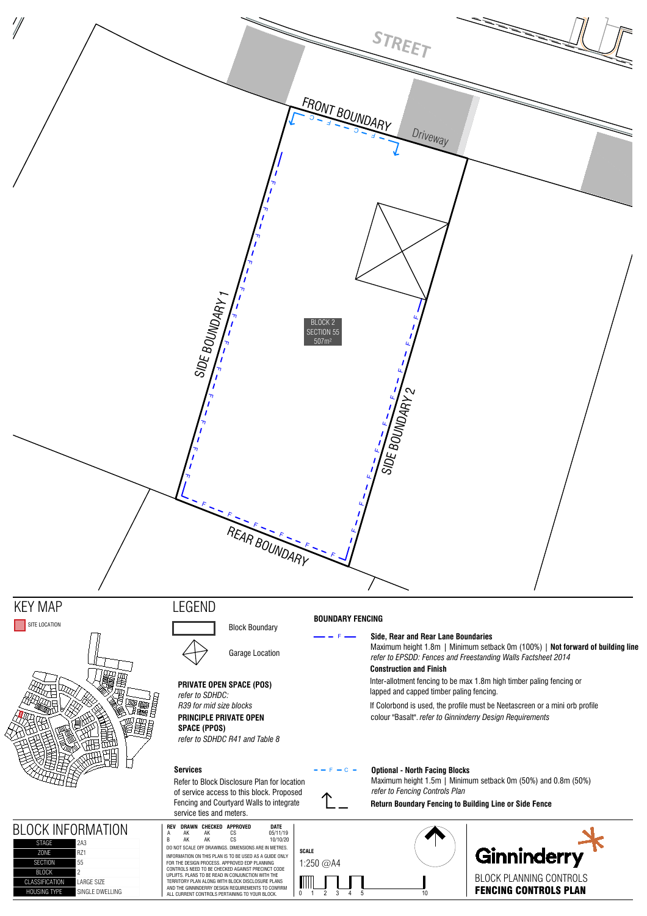STREET

FRONT BOUNDARY

Driveway

SIDE BOUNDARY 1

SIDE BOUNDARY 2

REAR BOUNDARY

BLOCK 2
SECTION 55
507m²

## KEY MAP

SITE LOCATION

## LEGEND

Block Boundary

Garage Location

**PRIVATE OPEN SPACE (POS)**
*refer to SDHDC:*
*R39 for mid size blocks*

**PRINCIPLE PRIVATE OPEN SPACE (PPOS)**
*refer to SDHDC R41 and Table 8*

**Services**

Refer to Block Disclosure Plan for location of service access to this block. Proposed Fencing and Courtyard Walls to integrate service ties and meters.

**BOUNDARY FENCING**

**Side, Rear and Rear Lane Boundaries**
Maximum height 1.8m | Minimum setback 0m (100%) | **Not forward of building line**
*refer to EPSDD: Fences and Freestanding Walls Factsheet 2014*

**Construction and Finish**
Inter-allotment fencing to be max 1.8m high timber paling fencing or lapped and capped timber paling fencing.

If Colorbond is used, the profile must be Neetascreen or a mini orb profile colour "Basalt". *refer to Ginninderry Design Requirements*

**Optional - North Facing Blocks**
Maximum height 1.5m | Minimum setback 0m (50%) and 0.8m (50%)
*refer to Fencing Controls Plan*

**Return Boundary Fencing to Building Line or Side Fence**

## BLOCK INFORMATION

| | |
|---|---|
| STAGE | 2A3 |
| ZONE | RZ1 |
| SECTION | 55 |
| BLOCK | 2 |
| CLASSIFICATION | LARGE SIZE |
| HOUSING TYPE | SINGLE DWELLING |

| REV | DRAWN | CHECKED | APPROVED | DATE |
|---|---|---|---|---|
| A | AK | AK | CS | 05/11/19 |
| B | AK | AK | CS | 10/10/20 |

DO NOT SCALE OFF DRAWINGS. DIMENSIONS ARE IN METRES.

INFORMATION ON THIS PLAN IS TO BE USED AS A GUIDE ONLY FOR THE DESIGN PROCESS. APPROVED EDP PLANNING CONTROLS NEED TO BE CHECKED AGAINST PRECINCT CODE UPLIFTS. PLANS TO BE READ IN CONJUNCTION WITH THE TERRITORY PLAN ALONG WITH BLOCK DISCLOSURE PLANS AND THE GINNINDERRY DESIGN REQUIREMENTS TO CONFIRM ALL CURRENT CONTROLS PERTAINING TO YOUR BLOCK.

**SCALE**
1:250 @A4

0 1 2 3 4 5 10

Ginninderry

BLOCK PLANNING CONTROLS
**FENCING CONTROLS PLAN**